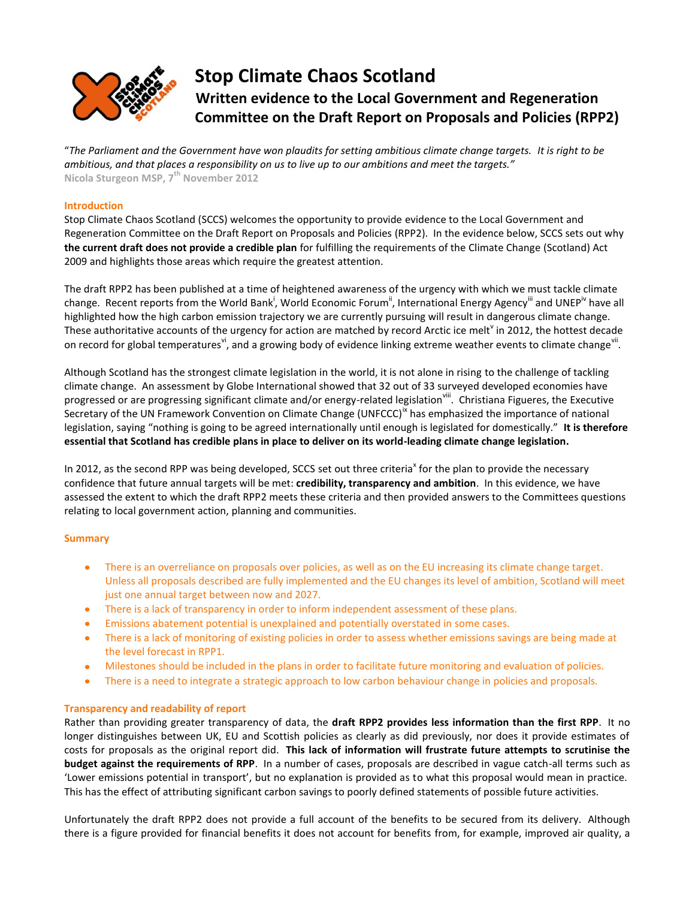# Stop Climate Chaos Scotland

## Written evidence to the Local Government and Regeneration Committee on the Draft Report on Proposals and Policies (RPP2)

"*The Parliament and the Government have won plaudits for setting ambitious climate change targets. It is right to be ambitious, and that places a responsibility on us to live up to our ambitions and meet the targets.*"
**Nicola Sturgeon MSP, 7th November 2012**

### Introduction

Stop Climate Chaos Scotland (SCCS) welcomes the opportunity to provide evidence to the Local Government and Regeneration Committee on the Draft Report on Proposals and Policies (RPP2). In the evidence below, SCCS sets out why **the current draft does not provide a credible plan** for fulfilling the requirements of the Climate Change (Scotland) Act 2009 and highlights those areas which require the greatest attention.

The draft RPP2 has been published at a time of heightened awareness of the urgency with which we must tackle climate change. Recent reports from the World Bank[i], World Economic Forum[ii], International Energy Agency[iii] and UNEP[iv] have all highlighted how the high carbon emission trajectory we are currently pursuing will result in dangerous climate change. These authoritative accounts of the urgency for action are matched by record Arctic ice melt[v] in 2012, the hottest decade on record for global temperatures[vi], and a growing body of evidence linking extreme weather events to climate change[vii].

Although Scotland has the strongest climate legislation in the world, it is not alone in rising to the challenge of tackling climate change. An assessment by Globe International showed that 32 out of 33 surveyed developed economies have progressed or are progressing significant climate and/or energy-related legislation[viii]. Christiana Figueres, the Executive Secretary of the UN Framework Convention on Climate Change (UNFCCC)[ix] has emphasized the importance of national legislation, saying "nothing is going to be agreed internationally until enough is legislated for domestically." **It is therefore essential that Scotland has credible plans in place to deliver on its world-leading climate change legislation.**

In 2012, as the second RPP was being developed, SCCS set out three criteria[x] for the plan to provide the necessary confidence that future annual targets will be met: **credibility, transparency and ambition**. In this evidence, we have assessed the extent to which the draft RPP2 meets these criteria and then provided answers to the Committees questions relating to local government action, planning and communities.

### Summary

- There is an overreliance on proposals over policies, as well as on the EU increasing its climate change target. Unless all proposals described are fully implemented and the EU changes its level of ambition, Scotland will meet just one annual target between now and 2027.
- There is a lack of transparency in order to inform independent assessment of these plans.
- Emissions abatement potential is unexplained and potentially overstated in some cases.
- There is a lack of monitoring of existing policies in order to assess whether emissions savings are being made at the level forecast in RPP1.
- Milestones should be included in the plans in order to facilitate future monitoring and evaluation of policies.
- There is a need to integrate a strategic approach to low carbon behaviour change in policies and proposals.

### Transparency and readability of report

Rather than providing greater transparency of data, the **draft RPP2 provides less information than the first RPP**. It no longer distinguishes between UK, EU and Scottish policies as clearly as did previously, nor does it provide estimates of costs for proposals as the original report did. **This lack of information will frustrate future attempts to scrutinise the budget against the requirements of RPP**. In a number of cases, proposals are described in vague catch-all terms such as 'Lower emissions potential in transport', but no explanation is provided as to what this proposal would mean in practice. This has the effect of attributing significant carbon savings to poorly defined statements of possible future activities.

Unfortunately the draft RPP2 does not provide a full account of the benefits to be secured from its delivery. Although there is a figure provided for financial benefits it does not account for benefits from, for example, improved air quality, a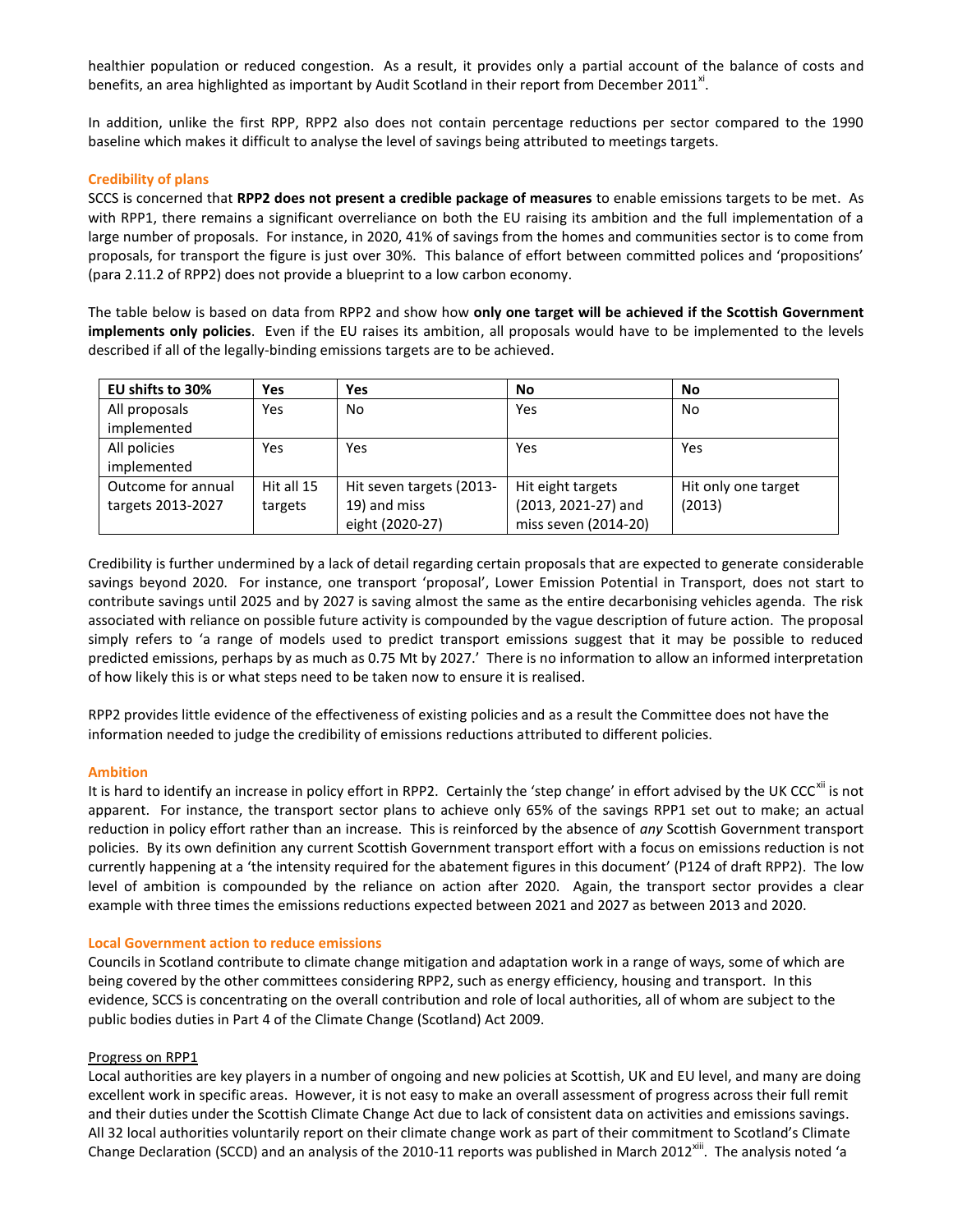healthier population or reduced congestion. As a result, it provides only a partial account of the balance of costs and benefits, an area highlighted as important by Audit Scotland in their report from December 2011[xi].

In addition, unlike the first RPP, RPP2 also does not contain percentage reductions per sector compared to the 1990 baseline which makes it difficult to analyse the level of savings being attributed to meetings targets.

### Credibility of plans

SCCS is concerned that **RPP2 does not present a credible package of measures** to enable emissions targets to be met. As with RPP1, there remains a significant overreliance on both the EU raising its ambition and the full implementation of a large number of proposals. For instance, in 2020, 41% of savings from the homes and communities sector is to come from proposals, for transport the figure is just over 30%. This balance of effort between committed polices and 'propositions' (para 2.11.2 of RPP2) does not provide a blueprint to a low carbon economy.

The table below is based on data from RPP2 and show how **only one target will be achieved if the Scottish Government implements only policies**. Even if the EU raises its ambition, all proposals would have to be implemented to the levels described if all of the legally-binding emissions targets are to be achieved.

| EU shifts to 30% | Yes | Yes | No | No |
|---|---|---|---|---|
| All proposals implemented | Yes | No | Yes | No |
| All policies implemented | Yes | Yes | Yes | Yes |
| Outcome for annual targets 2013-2027 | Hit all 15 targets | Hit seven targets (2013-19) and miss eight (2020-27) | Hit eight targets (2013, 2021-27) and miss seven (2014-20) | Hit only one target (2013) |

Credibility is further undermined by a lack of detail regarding certain proposals that are expected to generate considerable savings beyond 2020. For instance, one transport 'proposal', Lower Emission Potential in Transport, does not start to contribute savings until 2025 and by 2027 is saving almost the same as the entire decarbonising vehicles agenda. The risk associated with reliance on possible future activity is compounded by the vague description of future action. The proposal simply refers to 'a range of models used to predict transport emissions suggest that it may be possible to reduced predicted emissions, perhaps by as much as 0.75 Mt by 2027.' There is no information to allow an informed interpretation of how likely this is or what steps need to be taken now to ensure it is realised.

RPP2 provides little evidence of the effectiveness of existing policies and as a result the Committee does not have the information needed to judge the credibility of emissions reductions attributed to different policies.

### Ambition

It is hard to identify an increase in policy effort in RPP2. Certainly the 'step change' in effort advised by the UK CCC[xii] is not apparent. For instance, the transport sector plans to achieve only 65% of the savings RPP1 set out to make; an actual reduction in policy effort rather than an increase. This is reinforced by the absence of *any* Scottish Government transport policies. By its own definition any current Scottish Government transport effort with a focus on emissions reduction is not currently happening at a 'the intensity required for the abatement figures in this document' (P124 of draft RPP2). The low level of ambition is compounded by the reliance on action after 2020. Again, the transport sector provides a clear example with three times the emissions reductions expected between 2021 and 2027 as between 2013 and 2020.

### Local Government action to reduce emissions

Councils in Scotland contribute to climate change mitigation and adaptation work in a range of ways, some of which are being covered by the other committees considering RPP2, such as energy efficiency, housing and transport. In this evidence, SCCS is concentrating on the overall contribution and role of local authorities, all of whom are subject to the public bodies duties in Part 4 of the Climate Change (Scotland) Act 2009.

#### Progress on RPP1

Local authorities are key players in a number of ongoing and new policies at Scottish, UK and EU level, and many are doing excellent work in specific areas. However, it is not easy to make an overall assessment of progress across their full remit and their duties under the Scottish Climate Change Act due to lack of consistent data on activities and emissions savings. All 32 local authorities voluntarily report on their climate change work as part of their commitment to Scotland's Climate Change Declaration (SCCD) and an analysis of the 2010-11 reports was published in March 2012[xiii]. The analysis noted 'a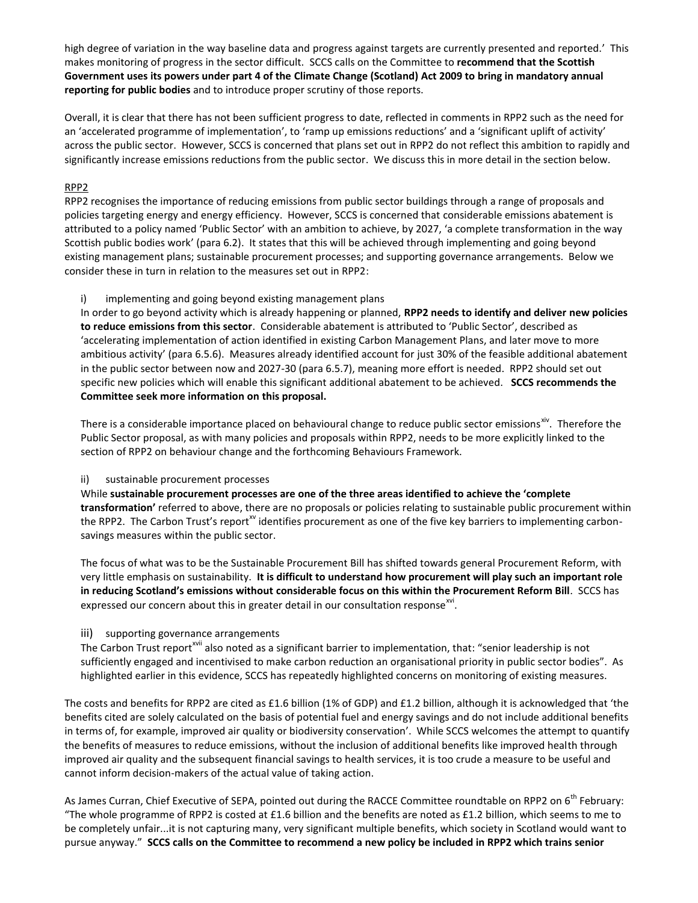high degree of variation in the way baseline data and progress against targets are currently presented and reported.' This makes monitoring of progress in the sector difficult. SCCS calls on the Committee to **recommend that the Scottish Government uses its powers under part 4 of the Climate Change (Scotland) Act 2009 to bring in mandatory annual reporting for public bodies** and to introduce proper scrutiny of those reports.

Overall, it is clear that there has not been sufficient progress to date, reflected in comments in RPP2 such as the need for an 'accelerated programme of implementation', to 'ramp up emissions reductions' and a 'significant uplift of activity' across the public sector. However, SCCS is concerned that plans set out in RPP2 do not reflect this ambition to rapidly and significantly increase emissions reductions from the public sector. We discuss this in more detail in the section below.

RPP2

RPP2 recognises the importance of reducing emissions from public sector buildings through a range of proposals and policies targeting energy and energy efficiency. However, SCCS is concerned that considerable emissions abatement is attributed to a policy named 'Public Sector' with an ambition to achieve, by 2027, 'a complete transformation in the way Scottish public bodies work' (para 6.2). It states that this will be achieved through implementing and going beyond existing management plans; sustainable procurement processes; and supporting governance arrangements. Below we consider these in turn in relation to the measures set out in RPP2:

i) implementing and going beyond existing management plans

In order to go beyond activity which is already happening or planned, **RPP2 needs to identify and deliver new policies to reduce emissions from this sector**. Considerable abatement is attributed to 'Public Sector', described as 'accelerating implementation of action identified in existing Carbon Management Plans, and later move to more ambitious activity' (para 6.5.6). Measures already identified account for just 30% of the feasible additional abatement in the public sector between now and 2027-30 (para 6.5.7), meaning more effort is needed. RPP2 should set out specific new policies which will enable this significant additional abatement to be achieved. **SCCS recommends the Committee seek more information on this proposal.**

There is a considerable importance placed on behavioural change to reduce public sector emissions[xiv]. Therefore the Public Sector proposal, as with many policies and proposals within RPP2, needs to be more explicitly linked to the section of RPP2 on behaviour change and the forthcoming Behaviours Framework.

ii) sustainable procurement processes

While **sustainable procurement processes are one of the three areas identified to achieve the 'complete transformation'** referred to above, there are no proposals or policies relating to sustainable public procurement within the RPP2. The Carbon Trust's report[xv] identifies procurement as one of the five key barriers to implementing carbon-savings measures within the public sector.

The focus of what was to be the Sustainable Procurement Bill has shifted towards general Procurement Reform, with very little emphasis on sustainability. **It is difficult to understand how procurement will play such an important role in reducing Scotland's emissions without considerable focus on this within the Procurement Reform Bill**. SCCS has expressed our concern about this in greater detail in our consultation response[xvi].

iii) supporting governance arrangements

The Carbon Trust report[xvii] also noted as a significant barrier to implementation, that: "senior leadership is not sufficiently engaged and incentivised to make carbon reduction an organisational priority in public sector bodies". As highlighted earlier in this evidence, SCCS has repeatedly highlighted concerns on monitoring of existing measures.

The costs and benefits for RPP2 are cited as £1.6 billion (1% of GDP) and £1.2 billion, although it is acknowledged that 'the benefits cited are solely calculated on the basis of potential fuel and energy savings and do not include additional benefits in terms of, for example, improved air quality or biodiversity conservation'. While SCCS welcomes the attempt to quantify the benefits of measures to reduce emissions, without the inclusion of additional benefits like improved health through improved air quality and the subsequent financial savings to health services, it is too crude a measure to be useful and cannot inform decision-makers of the actual value of taking action.

As James Curran, Chief Executive of SEPA, pointed out during the RACCE Committee roundtable on RPP2 on 6th February: "The whole programme of RPP2 is costed at £1.6 billion and the benefits are noted as £1.2 billion, which seems to me to be completely unfair...it is not capturing many, very significant multiple benefits, which society in Scotland would want to pursue anyway." **SCCS calls on the Committee to recommend a new policy be included in RPP2 which trains senior**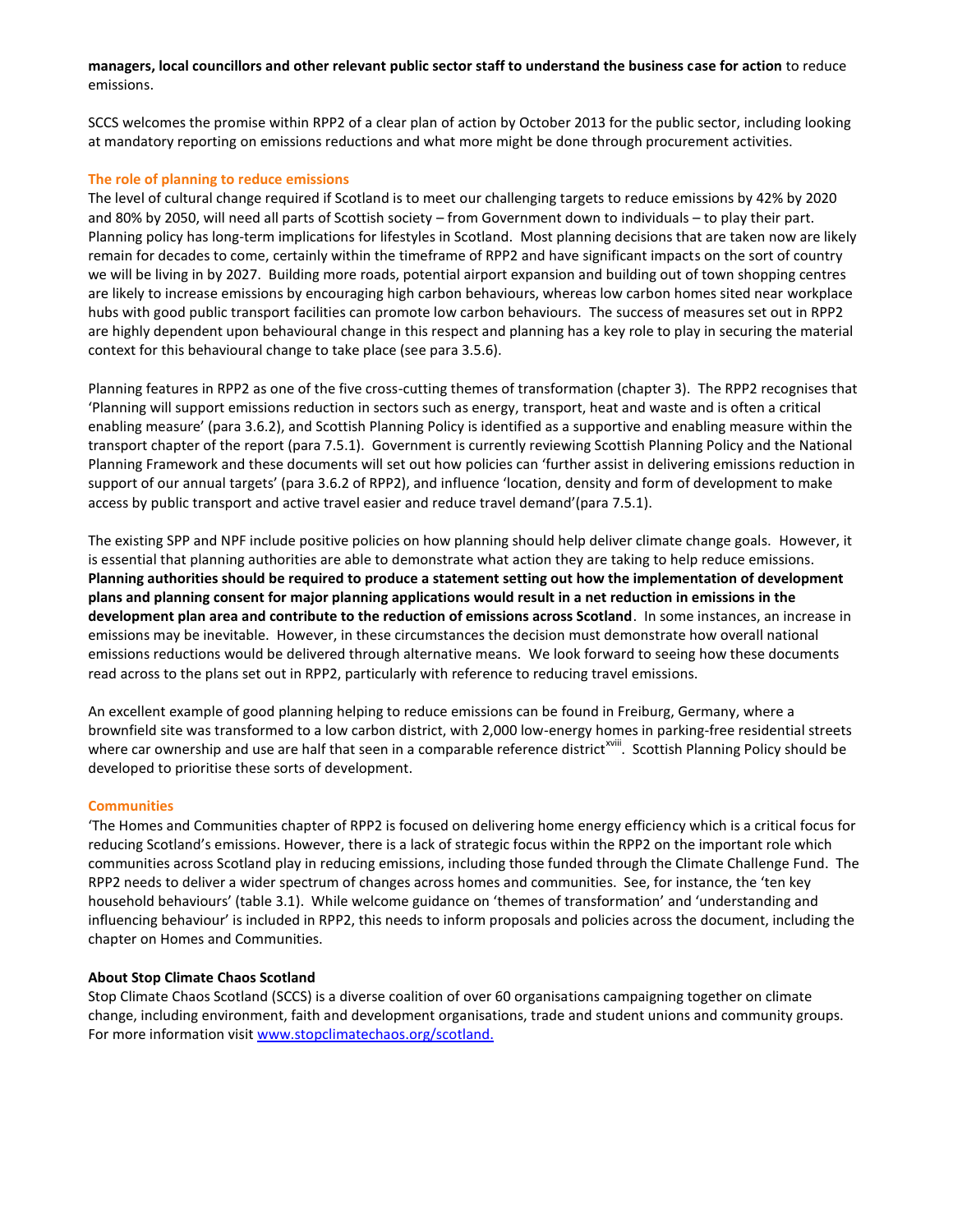**managers, local councillors and other relevant public sector staff to understand the business case for action** to reduce emissions.

SCCS welcomes the promise within RPP2 of a clear plan of action by October 2013 for the public sector, including looking at mandatory reporting on emissions reductions and what more might be done through procurement activities.

### The role of planning to reduce emissions

The level of cultural change required if Scotland is to meet our challenging targets to reduce emissions by 42% by 2020 and 80% by 2050, will need all parts of Scottish society – from Government down to individuals – to play their part. Planning policy has long-term implications for lifestyles in Scotland. Most planning decisions that are taken now are likely remain for decades to come, certainly within the timeframe of RPP2 and have significant impacts on the sort of country we will be living in by 2027. Building more roads, potential airport expansion and building out of town shopping centres are likely to increase emissions by encouraging high carbon behaviours, whereas low carbon homes sited near workplace hubs with good public transport facilities can promote low carbon behaviours. The success of measures set out in RPP2 are highly dependent upon behavioural change in this respect and planning has a key role to play in securing the material context for this behavioural change to take place (see para 3.5.6).

Planning features in RPP2 as one of the five cross-cutting themes of transformation (chapter 3). The RPP2 recognises that 'Planning will support emissions reduction in sectors such as energy, transport, heat and waste and is often a critical enabling measure' (para 3.6.2), and Scottish Planning Policy is identified as a supportive and enabling measure within the transport chapter of the report (para 7.5.1). Government is currently reviewing Scottish Planning Policy and the National Planning Framework and these documents will set out how policies can 'further assist in delivering emissions reduction in support of our annual targets' (para 3.6.2 of RPP2), and influence 'location, density and form of development to make access by public transport and active travel easier and reduce travel demand'(para 7.5.1).

The existing SPP and NPF include positive policies on how planning should help deliver climate change goals. However, it is essential that planning authorities are able to demonstrate what action they are taking to help reduce emissions. **Planning authorities should be required to produce a statement setting out how the implementation of development plans and planning consent for major planning applications would result in a net reduction in emissions in the development plan area and contribute to the reduction of emissions across Scotland**. In some instances, an increase in emissions may be inevitable. However, in these circumstances the decision must demonstrate how overall national emissions reductions would be delivered through alternative means. We look forward to seeing how these documents read across to the plans set out in RPP2, particularly with reference to reducing travel emissions.

An excellent example of good planning helping to reduce emissions can be found in Freiburg, Germany, where a brownfield site was transformed to a low carbon district, with 2,000 low-energy homes in parking-free residential streets where car ownership and use are half that seen in a comparable reference district[xviii]. Scottish Planning Policy should be developed to prioritise these sorts of development.

### Communities

'The Homes and Communities chapter of RPP2 is focused on delivering home energy efficiency which is a critical focus for reducing Scotland's emissions. However, there is a lack of strategic focus within the RPP2 on the important role which communities across Scotland play in reducing emissions, including those funded through the Climate Challenge Fund. The RPP2 needs to deliver a wider spectrum of changes across homes and communities. See, for instance, the 'ten key household behaviours' (table 3.1). While welcome guidance on 'themes of transformation' and 'understanding and influencing behaviour' is included in RPP2, this needs to inform proposals and policies across the document, including the chapter on Homes and Communities.

**About Stop Climate Chaos Scotland**

Stop Climate Chaos Scotland (SCCS) is a diverse coalition of over 60 organisations campaigning together on climate change, including environment, faith and development organisations, trade and student unions and community groups. For more information visit www.stopclimatechaos.org/scotland.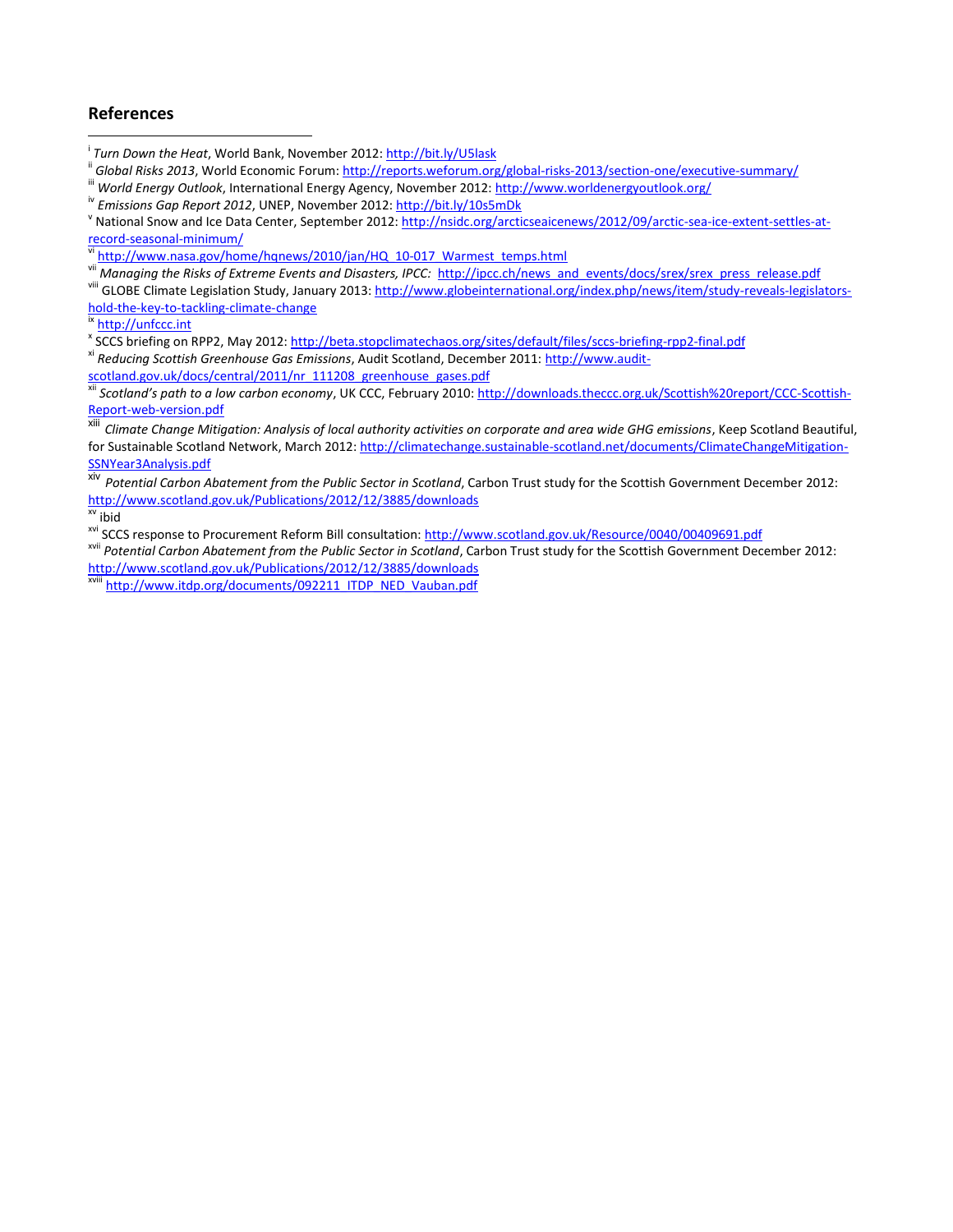## References

[i] *Turn Down the Heat*, World Bank, November 2012: http://bit.ly/U5lask

[ii] *Global Risks 2013*, World Economic Forum: http://reports.weforum.org/global-risks-2013/section-one/executive-summary/

[iii] *World Energy Outlook*, International Energy Agency, November 2012: http://www.worldenergyoutlook.org/

[iv] *Emissions Gap Report 2012*, UNEP, November 2012: http://bit.ly/10s5mDk

[v] National Snow and Ice Data Center, September 2012: http://nsidc.org/arcticseaicenews/2012/09/arctic-sea-ice-extent-settles-at-record-seasonal-minimum/

[vi] http://www.nasa.gov/home/hqnews/2010/jan/HQ_10-017_Warmest_temps.html

[vii] *Managing the Risks of Extreme Events and Disasters, IPCC:* http://ipcc.ch/news_and_events/docs/srex/srex_press_release.pdf

[viii] GLOBE Climate Legislation Study, January 2013: http://www.globeinternational.org/index.php/news/item/study-reveals-legislators-hold-the-key-to-tackling-climate-change

[ix] http://unfccc.int

[x] SCCS briefing on RPP2, May 2012: http://beta.stopclimatechaos.org/sites/default/files/sccs-briefing-rpp2-final.pdf

[xi] *Reducing Scottish Greenhouse Gas Emissions*, Audit Scotland, December 2011: http://www.audit-scotland.gov.uk/docs/central/2011/nr_111208_greenhouse_gases.pdf

[xii] *Scotland's path to a low carbon economy*, UK CCC, February 2010: http://downloads.theccc.org.uk/Scottish%20report/CCC-Scottish-Report-web-version.pdf

[xiii] *Climate Change Mitigation: Analysis of local authority activities on corporate and area wide GHG emissions*, Keep Scotland Beautiful, for Sustainable Scotland Network, March 2012: http://climatechange.sustainable-scotland.net/documents/ClimateChangeMitigation-SSNYear3Analysis.pdf

[xiv] *Potential Carbon Abatement from the Public Sector in Scotland*, Carbon Trust study for the Scottish Government December 2012: http://www.scotland.gov.uk/Publications/2012/12/3885/downloads

[xv] ibid

[xvi] SCCS response to Procurement Reform Bill consultation: http://www.scotland.gov.uk/Resource/0040/00409691.pdf

[xvii] *Potential Carbon Abatement from the Public Sector in Scotland*, Carbon Trust study for the Scottish Government December 2012: http://www.scotland.gov.uk/Publications/2012/12/3885/downloads

[xviii] http://www.itdp.org/documents/092211_ITDP_NED_Vauban.pdf